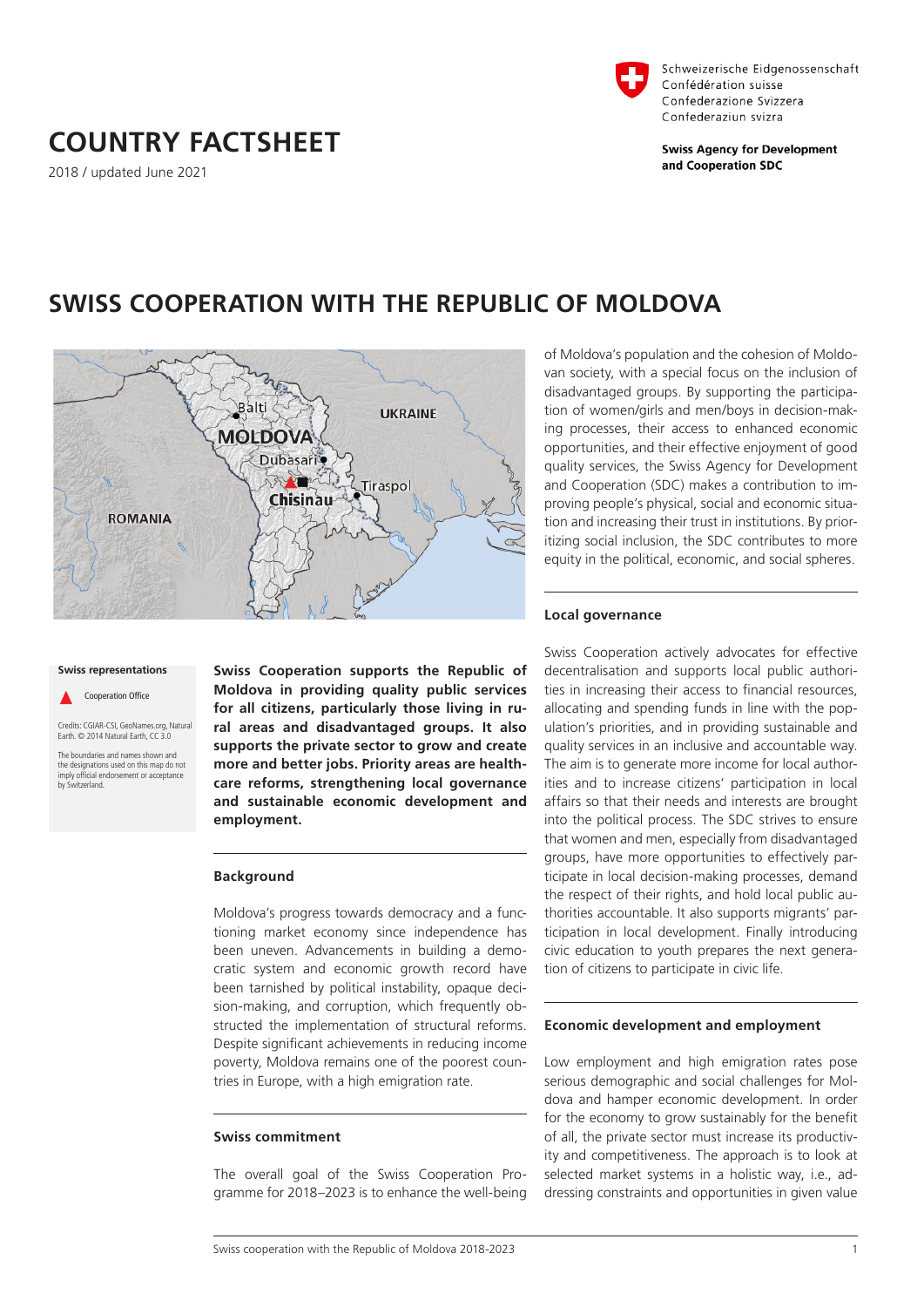Schweizerische Eidgenossenschaft
Confédération suisse
Confederazione Svizzera
Confederaziun svizra

**Swiss Agency for Development and Cooperation SDC**

# COUNTRY FACTSHEET

2018 / updated June 2021

# SWISS COOPERATION WITH THE REPUBLIC OF MOLDOVA

**Swiss representations**

Cooperation Office

Credits: CGIAR-CSI, GeoNames.org, Natural Earth. © 2014 Natural Earth, CC 3.0

The boundaries and names shown and the designations used on this map do not imply official endorsement or acceptance by Switzerland.

**Swiss Cooperation supports the Republic of Moldova in providing quality public services for all citizens, particularly those living in rural areas and disadvantaged groups. It also supports the private sector to grow and create more and better jobs. Priority areas are healthcare reforms, strengthening local governance and sustainable economic development and employment.**

## Background

Moldova's progress towards democracy and a functioning market economy since independence has been uneven. Advancements in building a democratic system and economic growth record have been tarnished by political instability, opaque decision-making, and corruption, which frequently obstructed the implementation of structural reforms. Despite significant achievements in reducing income poverty, Moldova remains one of the poorest countries in Europe, with a high emigration rate.

## Swiss commitment

The overall goal of the Swiss Cooperation Programme for 2018–2023 is to enhance the well-being of Moldova's population and the cohesion of Moldovan society, with a special focus on the inclusion of disadvantaged groups. By supporting the participation of women/girls and men/boys in decision-making processes, their access to enhanced economic opportunities, and their effective enjoyment of good quality services, the Swiss Agency for Development and Cooperation (SDC) makes a contribution to improving people's physical, social and economic situation and increasing their trust in institutions. By prioritizing social inclusion, the SDC contributes to more equity in the political, economic, and social spheres.

## Local governance

Swiss Cooperation actively advocates for effective decentralisation and supports local public authorities in increasing their access to financial resources, allocating and spending funds in line with the population's priorities, and in providing sustainable and quality services in an inclusive and accountable way. The aim is to generate more income for local authorities and to increase citizens' participation in local affairs so that their needs and interests are brought into the political process. The SDC strives to ensure that women and men, especially from disadvantaged groups, have more opportunities to effectively participate in local decision-making processes, demand the respect of their rights, and hold local public authorities accountable. It also supports migrants' participation in local development. Finally introducing civic education to youth prepares the next generation of citizens to participate in civic life.

## Economic development and employment

Low employment and high emigration rates pose serious demographic and social challenges for Moldova and hamper economic development. In order for the economy to grow sustainably for the benefit of all, the private sector must increase its productivity and competitiveness. The approach is to look at selected market systems in a holistic way, i.e., addressing constraints and opportunities in given value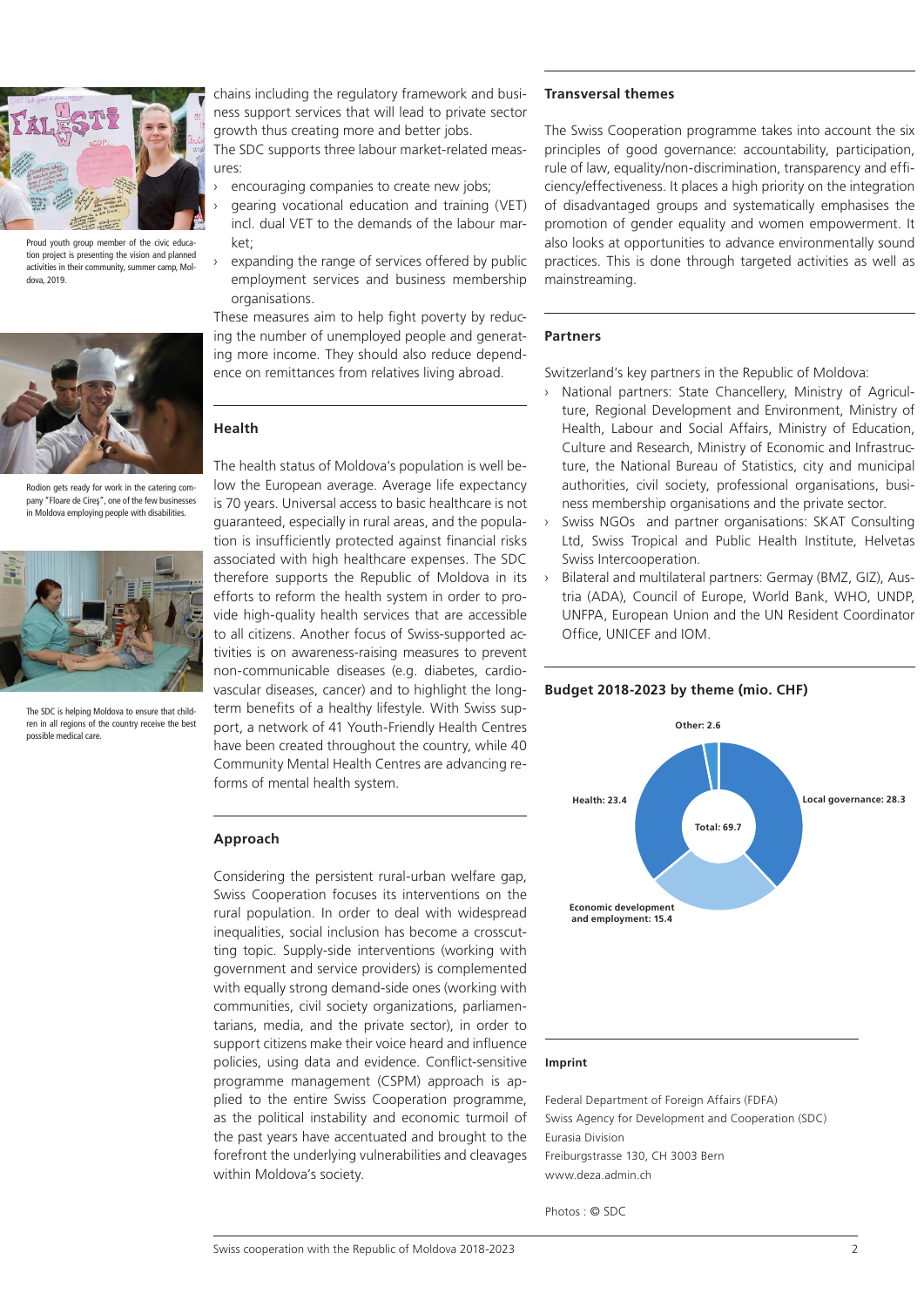Proud youth group member of the civic education project is presenting the vision and planned activities in their community, summer camp, Moldova, 2019.

Rodion gets ready for work in the catering company "Floare de Cireș", one of the few businesses in Moldova employing people with disabilities.

The SDC is helping Moldova to ensure that children in all regions of the country receive the best possible medical care.

chains including the regulatory framework and business support services that will lead to private sector growth thus creating more and better jobs.

The SDC supports three labour market-related measures:

- encouraging companies to create new jobs;
- gearing vocational education and training (VET) incl. dual VET to the demands of the labour market;
- expanding the range of services offered by public employment services and business membership organisations.

These measures aim to help fight poverty by reducing the number of unemployed people and generating more income. They should also reduce dependence on remittances from relatives living abroad.

## Health

The health status of Moldova's population is well below the European average. Average life expectancy is 70 years. Universal access to basic healthcare is not guaranteed, especially in rural areas, and the population is insufficiently protected against financial risks associated with high healthcare expenses. The SDC therefore supports the Republic of Moldova in its efforts to reform the health system in order to provide high-quality health services that are accessible to all citizens. Another focus of Swiss-supported activities is on awareness-raising measures to prevent non-communicable diseases (e.g. diabetes, cardiovascular diseases, cancer) and to highlight the long-term benefits of a healthy lifestyle. With Swiss support, a network of 41 Youth-Friendly Health Centres have been created throughout the country, while 40 Community Mental Health Centres are advancing reforms of mental health system.

## Approach

Considering the persistent rural-urban welfare gap, Swiss Cooperation focuses its interventions on the rural population. In order to deal with widespread inequalities, social inclusion has become a crosscutting topic. Supply-side interventions (working with government and service providers) is complemented with equally strong demand-side ones (working with communities, civil society organizations, parliamentarians, media, and the private sector), in order to support citizens make their voice heard and influence policies, using data and evidence. Conflict-sensitive programme management (CSPM) approach is applied to the entire Swiss Cooperation programme, as the political instability and economic turmoil of the past years have accentuated and brought to the forefront the underlying vulnerabilities and cleavages within Moldova's society.

## Transversal themes

The Swiss Cooperation programme takes into account the six principles of good governance: accountability, participation, rule of law, equality/non-discrimination, transparency and efficiency/effectiveness. It places a high priority on the integration of disadvantaged groups and systematically emphasises the promotion of gender equality and women empowerment. It also looks at opportunities to advance environmentally sound practices. This is done through targeted activities as well as mainstreaming.

## Partners

Switzerland's key partners in the Republic of Moldova:

- National partners: State Chancellery, Ministry of Agriculture, Regional Development and Environment, Ministry of Health, Labour and Social Affairs, Ministry of Education, Culture and Research, Ministry of Economic and Infrastructure, the National Bureau of Statistics, city and municipal authorities, civil society, professional organisations, business membership organisations and the private sector.
- Swiss NGOs and partner organisations: SKAT Consulting Ltd, Swiss Tropical and Public Health Institute, Helvetas Swiss Intercooperation.
- Bilateral and multilateral partners: Germay (BMZ, GIZ), Austria (ADA), Council of Europe, World Bank, WHO, UNDP, UNFPA, European Union and the UN Resident Coordinator Office, UNICEF and IOM.

## Budget 2018-2023 by theme (mio. CHF)

Other: 2.6

Local governance: 28.3

Health: 23.4

Total: 69.7

Economic development and employment: 15.4

## Imprint

Federal Department of Foreign Affairs (FDFA)
Swiss Agency for Development and Cooperation (SDC)
Eurasia Division
Freiburgstrasse 130, CH 3003 Bern
www.deza.admin.ch

Photos : © SDC